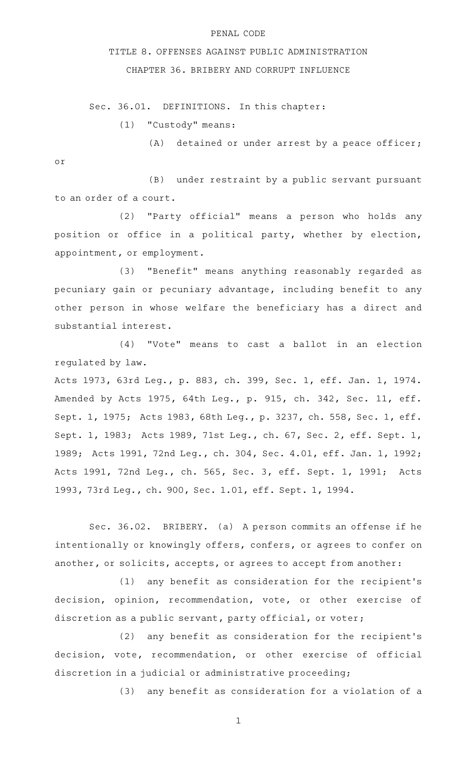PENAL CODE

TITLE 8. OFFENSES AGAINST PUBLIC ADMINISTRATION

CHAPTER 36. BRIBERY AND CORRUPT INFLUENCE

Sec. 36.01. DEFINITIONS. In this chapter:

(1) "Custody" means:

(A) detained or under arrest by a peace officer; or

(B) under restraint by a public servant pursuant to an order of a court.

(2) "Party official" means a person who holds any position or office in a political party, whether by election, appointment, or employment.

(3) "Benefit" means anything reasonably regarded as pecuniary gain or pecuniary advantage, including benefit to any other person in whose welfare the beneficiary has a direct and substantial interest.

(4) "Vote" means to cast a ballot in an election regulated by law.

Acts 1973, 63rd Leg., p. 883, ch. 399, Sec. 1, eff. Jan. 1, 1974. Amended by Acts 1975, 64th Leg., p. 915, ch. 342, Sec. 11, eff. Sept. 1, 1975; Acts 1983, 68th Leg., p. 3237, ch. 558, Sec. 1, eff. Sept. 1, 1983; Acts 1989, 71st Leg., ch. 67, Sec. 2, eff. Sept. 1, 1989; Acts 1991, 72nd Leg., ch. 304, Sec. 4.01, eff. Jan. 1, 1992; Acts 1991, 72nd Leg., ch. 565, Sec. 3, eff. Sept. 1, 1991; Acts 1993, 73rd Leg., ch. 900, Sec. 1.01, eff. Sept. 1, 1994.

Sec. 36.02. BRIBERY. (a) A person commits an offense if he intentionally or knowingly offers, confers, or agrees to confer on another, or solicits, accepts, or agrees to accept from another:

(1) any benefit as consideration for the recipient's decision, opinion, recommendation, vote, or other exercise of discretion as a public servant, party official, or voter;

(2) any benefit as consideration for the recipient's decision, vote, recommendation, or other exercise of official discretion in a judicial or administrative proceeding;

(3) any benefit as consideration for a violation of a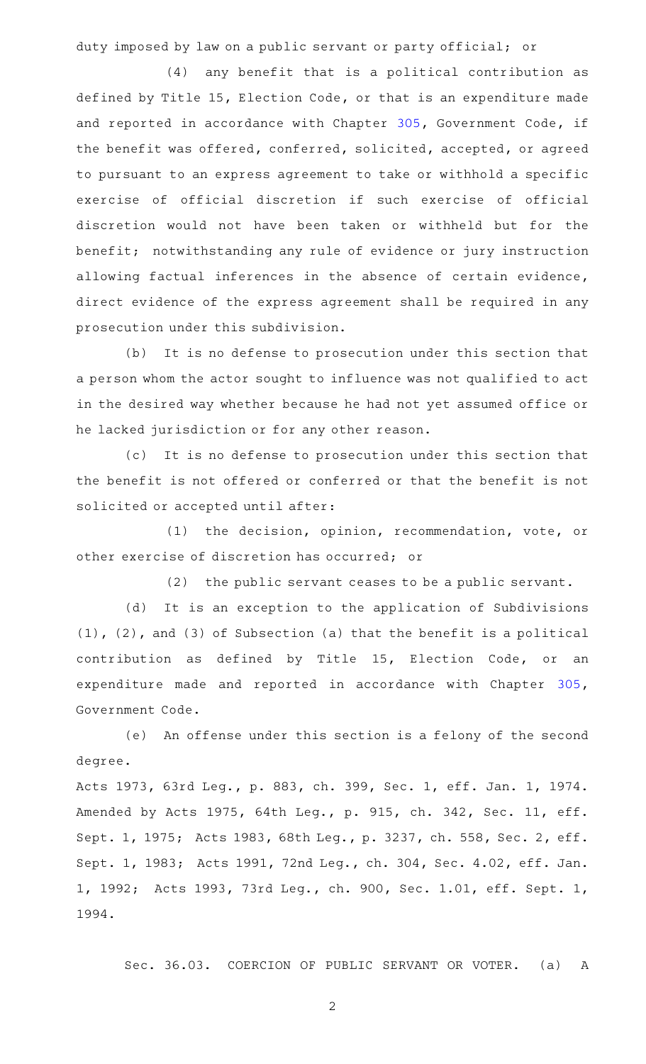duty imposed by law on a public servant or party official; or

(4) any benefit that is a political contribution as defined by Title 15, Election Code, or that is an expenditure made and reported in accordance with Chapter 305, Government Code, if the benefit was offered, conferred, solicited, accepted, or agreed to pursuant to an express agreement to take or withhold a specific exercise of official discretion if such exercise of official discretion would not have been taken or withheld but for the benefit; notwithstanding any rule of evidence or jury instruction allowing factual inferences in the absence of certain evidence, direct evidence of the express agreement shall be required in any prosecution under this subdivision.

(b) It is no defense to prosecution under this section that a person whom the actor sought to influence was not qualified to act in the desired way whether because he had not yet assumed office or he lacked jurisdiction or for any other reason.

(c) It is no defense to prosecution under this section that the benefit is not offered or conferred or that the benefit is not solicited or accepted until after:

(1) the decision, opinion, recommendation, vote, or other exercise of discretion has occurred; or

(2) the public servant ceases to be a public servant.

(d) It is an exception to the application of Subdivisions (1), (2), and (3) of Subsection (a) that the benefit is a political contribution as defined by Title 15, Election Code, or an expenditure made and reported in accordance with Chapter 305, Government Code.

(e) An offense under this section is a felony of the second degree.

Acts 1973, 63rd Leg., p. 883, ch. 399, Sec. 1, eff. Jan. 1, 1974. Amended by Acts 1975, 64th Leg., p. 915, ch. 342, Sec. 11, eff. Sept. 1, 1975; Acts 1983, 68th Leg., p. 3237, ch. 558, Sec. 2, eff. Sept. 1, 1983; Acts 1991, 72nd Leg., ch. 304, Sec. 4.02, eff. Jan. 1, 1992; Acts 1993, 73rd Leg., ch. 900, Sec. 1.01, eff. Sept. 1, 1994.

Sec. 36.03. COERCION OF PUBLIC SERVANT OR VOTER. (a) A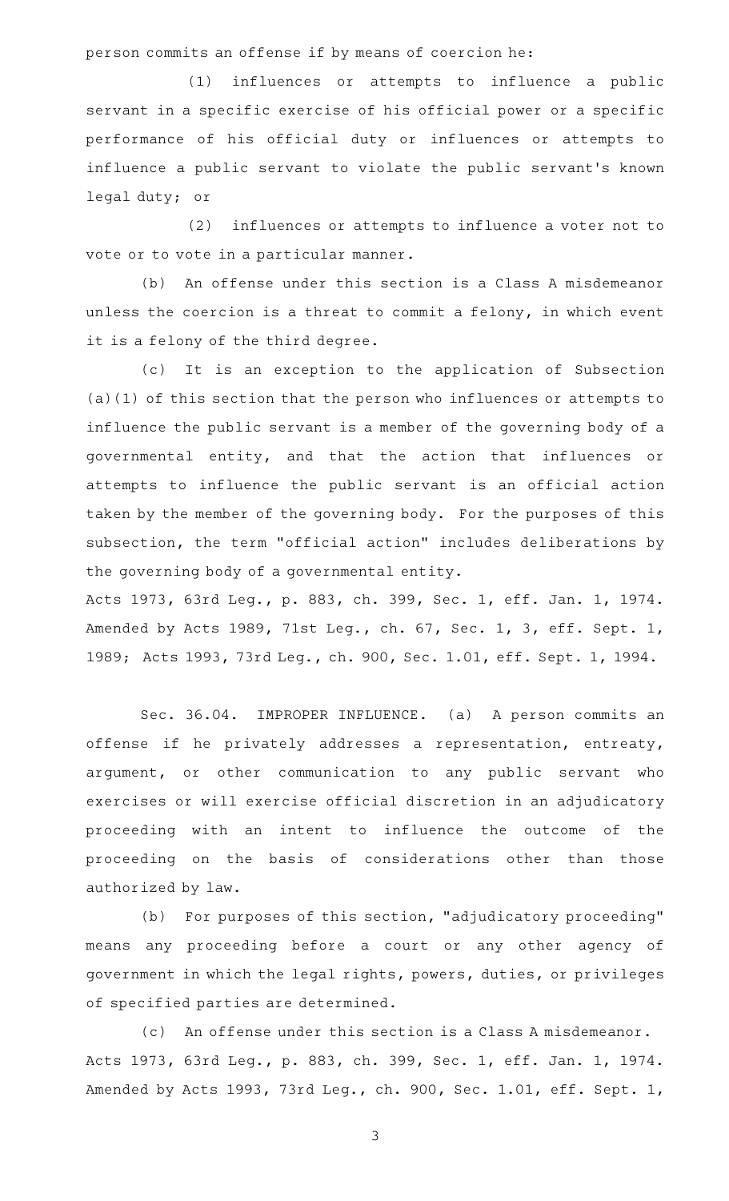person commits an offense if by means of coercion he:

(1) influences or attempts to influence a public servant in a specific exercise of his official power or a specific performance of his official duty or influences or attempts to influence a public servant to violate the public servant's known legal duty; or

(2) influences or attempts to influence a voter not to vote or to vote in a particular manner.

(b) An offense under this section is a Class A misdemeanor unless the coercion is a threat to commit a felony, in which event it is a felony of the third degree.

(c) It is an exception to the application of Subsection (a)(1) of this section that the person who influences or attempts to influence the public servant is a member of the governing body of a governmental entity, and that the action that influences or attempts to influence the public servant is an official action taken by the member of the governing body. For the purposes of this subsection, the term "official action" includes deliberations by the governing body of a governmental entity.

Acts 1973, 63rd Leg., p. 883, ch. 399, Sec. 1, eff. Jan. 1, 1974. Amended by Acts 1989, 71st Leg., ch. 67, Sec. 1, 3, eff. Sept. 1, 1989; Acts 1993, 73rd Leg., ch. 900, Sec. 1.01, eff. Sept. 1, 1994.

Sec. 36.04. IMPROPER INFLUENCE. (a) A person commits an offense if he privately addresses a representation, entreaty, argument, or other communication to any public servant who exercises or will exercise official discretion in an adjudicatory proceeding with an intent to influence the outcome of the proceeding on the basis of considerations other than those authorized by law.

(b) For purposes of this section, "adjudicatory proceeding" means any proceeding before a court or any other agency of government in which the legal rights, powers, duties, or privileges of specified parties are determined.

(c) An offense under this section is a Class A misdemeanor.

Acts 1973, 63rd Leg., p. 883, ch. 399, Sec. 1, eff. Jan. 1, 1974. Amended by Acts 1993, 73rd Leg., ch. 900, Sec. 1.01, eff. Sept. 1,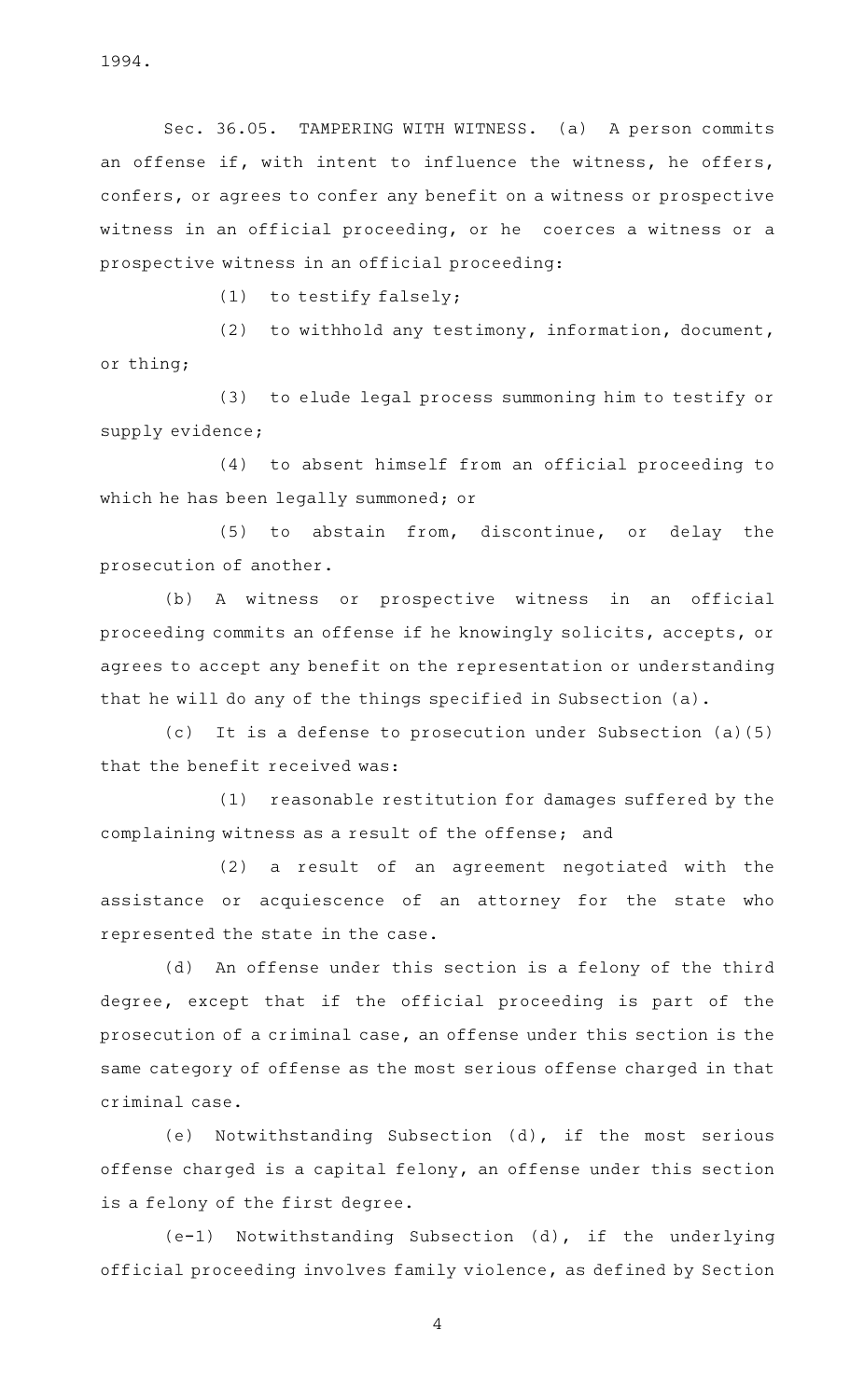1994.

Sec. 36.05. TAMPERING WITH WITNESS. (a) A person commits an offense if, with intent to influence the witness, he offers, confers, or agrees to confer any benefit on a witness or prospective witness in an official proceeding, or he coerces a witness or a prospective witness in an official proceeding:

(1) to testify falsely;

(2) to withhold any testimony, information, document, or thing;

(3) to elude legal process summoning him to testify or supply evidence;

(4) to absent himself from an official proceeding to which he has been legally summoned; or

(5) to abstain from, discontinue, or delay the prosecution of another.

(b) A witness or prospective witness in an official proceeding commits an offense if he knowingly solicits, accepts, or agrees to accept any benefit on the representation or understanding that he will do any of the things specified in Subsection (a).

(c) It is a defense to prosecution under Subsection (a)(5) that the benefit received was:

(1) reasonable restitution for damages suffered by the complaining witness as a result of the offense; and

(2) a result of an agreement negotiated with the assistance or acquiescence of an attorney for the state who represented the state in the case.

(d) An offense under this section is a felony of the third degree, except that if the official proceeding is part of the prosecution of a criminal case, an offense under this section is the same category of offense as the most serious offense charged in that criminal case.

(e) Notwithstanding Subsection (d), if the most serious offense charged is a capital felony, an offense under this section is a felony of the first degree.

(e-1) Notwithstanding Subsection (d), if the underlying official proceeding involves family violence, as defined by Section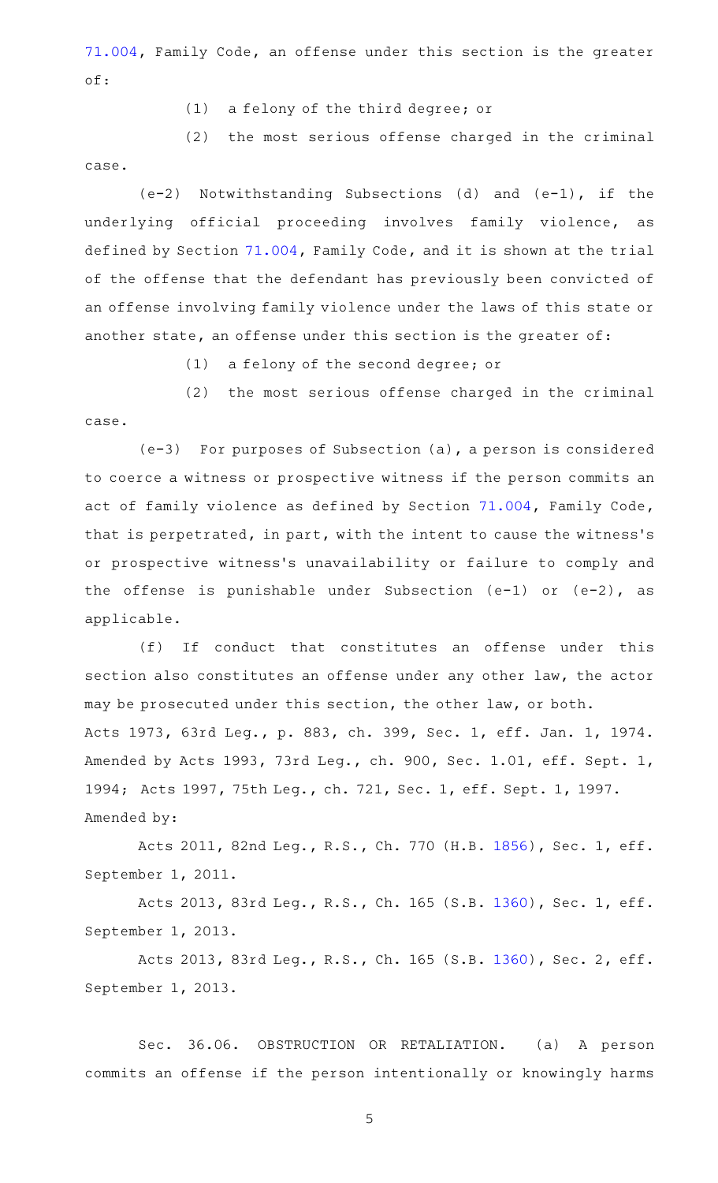71.004, Family Code, an offense under this section is the greater of:

(1) a felony of the third degree; or

(2) the most serious offense charged in the criminal case.

(e-2) Notwithstanding Subsections (d) and (e-1), if the underlying official proceeding involves family violence, as defined by Section 71.004, Family Code, and it is shown at the trial of the offense that the defendant has previously been convicted of an offense involving family violence under the laws of this state or another state, an offense under this section is the greater of:

(1) a felony of the second degree; or

(2) the most serious offense charged in the criminal case.

(e-3) For purposes of Subsection (a), a person is considered to coerce a witness or prospective witness if the person commits an act of family violence as defined by Section 71.004, Family Code, that is perpetrated, in part, with the intent to cause the witness's or prospective witness's unavailability or failure to comply and the offense is punishable under Subsection (e-1) or (e-2), as applicable.

(f) If conduct that constitutes an offense under this section also constitutes an offense under any other law, the actor may be prosecuted under this section, the other law, or both.

Acts 1973, 63rd Leg., p. 883, ch. 399, Sec. 1, eff. Jan. 1, 1974. Amended by Acts 1993, 73rd Leg., ch. 900, Sec. 1.01, eff. Sept. 1, 1994; Acts 1997, 75th Leg., ch. 721, Sec. 1, eff. Sept. 1, 1997.

Amended by:

Acts 2011, 82nd Leg., R.S., Ch. 770 (H.B. 1856), Sec. 1, eff. September 1, 2011.

Acts 2013, 83rd Leg., R.S., Ch. 165 (S.B. 1360), Sec. 1, eff. September 1, 2013.

Acts 2013, 83rd Leg., R.S., Ch. 165 (S.B. 1360), Sec. 2, eff. September 1, 2013.

Sec. 36.06. OBSTRUCTION OR RETALIATION. (a) A person commits an offense if the person intentionally or knowingly harms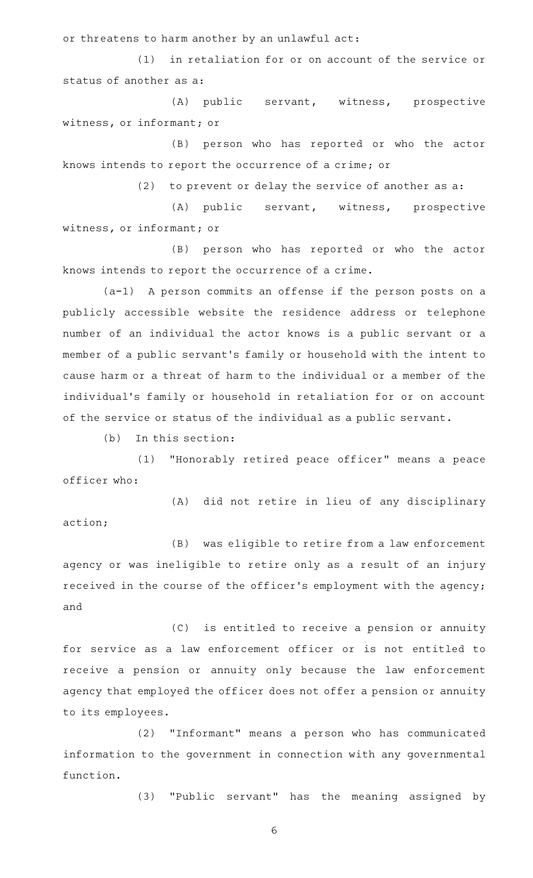or threatens to harm another by an unlawful act:

(1) in retaliation for or on account of the service or status of another as a:

(A) public servant, witness, prospective witness, or informant; or

(B) person who has reported or who the actor knows intends to report the occurrence of a crime; or

(2) to prevent or delay the service of another as a:

(A) public servant, witness, prospective witness, or informant; or

(B) person who has reported or who the actor knows intends to report the occurrence of a crime.

(a-1) A person commits an offense if the person posts on a publicly accessible website the residence address or telephone number of an individual the actor knows is a public servant or a member of a public servant's family or household with the intent to cause harm or a threat of harm to the individual or a member of the individual's family or household in retaliation for or on account of the service or status of the individual as a public servant.

(b) In this section:

(1) "Honorably retired peace officer" means a peace officer who:

(A) did not retire in lieu of any disciplinary action;

(B) was eligible to retire from a law enforcement agency or was ineligible to retire only as a result of an injury received in the course of the officer's employment with the agency; and

(C) is entitled to receive a pension or annuity for service as a law enforcement officer or is not entitled to receive a pension or annuity only because the law enforcement agency that employed the officer does not offer a pension or annuity to its employees.

(2) "Informant" means a person who has communicated information to the government in connection with any governmental function.

(3) "Public servant" has the meaning assigned by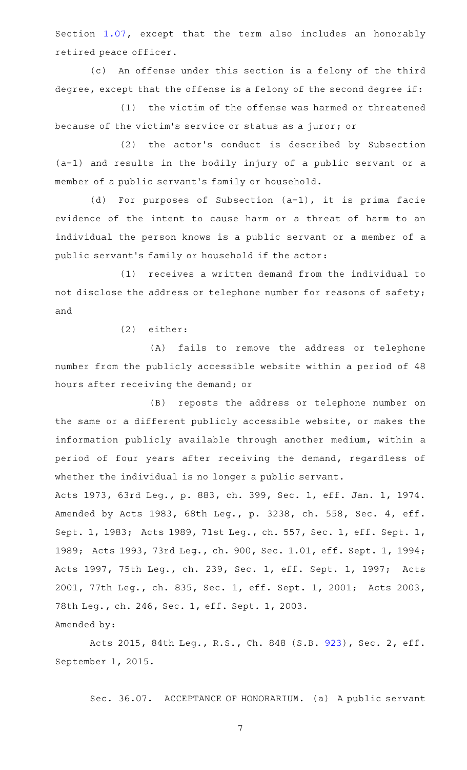Section 1.07, except that the term also includes an honorably retired peace officer.

(c) An offense under this section is a felony of the third degree, except that the offense is a felony of the second degree if:

(1) the victim of the offense was harmed or threatened because of the victim's service or status as a juror; or

(2) the actor's conduct is described by Subsection (a-1) and results in the bodily injury of a public servant or a member of a public servant's family or household.

(d) For purposes of Subsection (a-1), it is prima facie evidence of the intent to cause harm or a threat of harm to an individual the person knows is a public servant or a member of a public servant's family or household if the actor:

(1) receives a written demand from the individual to not disclose the address or telephone number for reasons of safety; and

(2) either:

(A) fails to remove the address or telephone number from the publicly accessible website within a period of 48 hours after receiving the demand; or

(B) reposts the address or telephone number on the same or a different publicly accessible website, or makes the information publicly available through another medium, within a period of four years after receiving the demand, regardless of whether the individual is no longer a public servant.

Acts 1973, 63rd Leg., p. 883, ch. 399, Sec. 1, eff. Jan. 1, 1974. Amended by Acts 1983, 68th Leg., p. 3238, ch. 558, Sec. 4, eff. Sept. 1, 1983; Acts 1989, 71st Leg., ch. 557, Sec. 1, eff. Sept. 1, 1989; Acts 1993, 73rd Leg., ch. 900, Sec. 1.01, eff. Sept. 1, 1994; Acts 1997, 75th Leg., ch. 239, Sec. 1, eff. Sept. 1, 1997; Acts 2001, 77th Leg., ch. 835, Sec. 1, eff. Sept. 1, 2001; Acts 2003, 78th Leg., ch. 246, Sec. 1, eff. Sept. 1, 2003.

Amended by:

Acts 2015, 84th Leg., R.S., Ch. 848 (S.B. 923), Sec. 2, eff. September 1, 2015.

Sec. 36.07. ACCEPTANCE OF HONORARIUM. (a) A public servant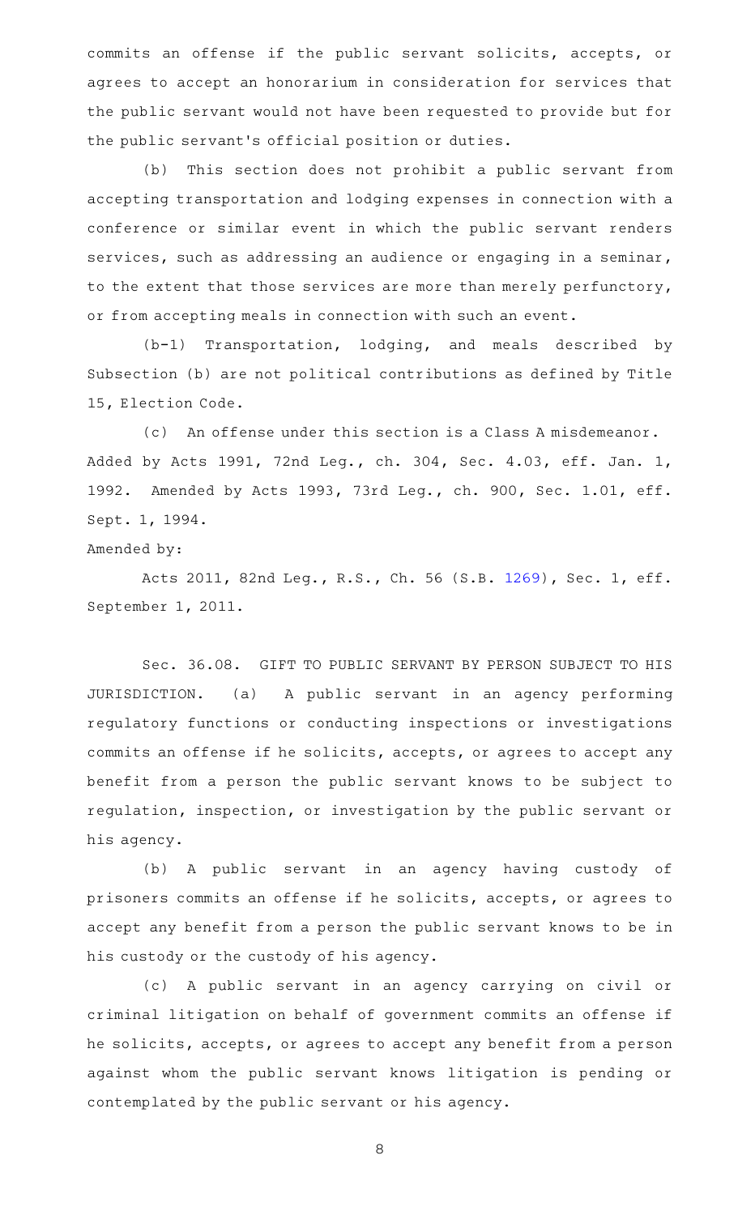commits an offense if the public servant solicits, accepts, or agrees to accept an honorarium in consideration for services that the public servant would not have been requested to provide but for the public servant's official position or duties.

(b) This section does not prohibit a public servant from accepting transportation and lodging expenses in connection with a conference or similar event in which the public servant renders services, such as addressing an audience or engaging in a seminar, to the extent that those services are more than merely perfunctory, or from accepting meals in connection with such an event.

(b-1) Transportation, lodging, and meals described by Subsection (b) are not political contributions as defined by Title 15, Election Code.

(c) An offense under this section is a Class A misdemeanor.

Added by Acts 1991, 72nd Leg., ch. 304, Sec. 4.03, eff. Jan. 1, 1992. Amended by Acts 1993, 73rd Leg., ch. 900, Sec. 1.01, eff. Sept. 1, 1994.

Amended by:

Acts 2011, 82nd Leg., R.S., Ch. 56 (S.B. 1269), Sec. 1, eff. September 1, 2011.

Sec. 36.08. GIFT TO PUBLIC SERVANT BY PERSON SUBJECT TO HIS JURISDICTION. (a) A public servant in an agency performing regulatory functions or conducting inspections or investigations commits an offense if he solicits, accepts, or agrees to accept any benefit from a person the public servant knows to be subject to regulation, inspection, or investigation by the public servant or his agency.

(b) A public servant in an agency having custody of prisoners commits an offense if he solicits, accepts, or agrees to accept any benefit from a person the public servant knows to be in his custody or the custody of his agency.

(c) A public servant in an agency carrying on civil or criminal litigation on behalf of government commits an offense if he solicits, accepts, or agrees to accept any benefit from a person against whom the public servant knows litigation is pending or contemplated by the public servant or his agency.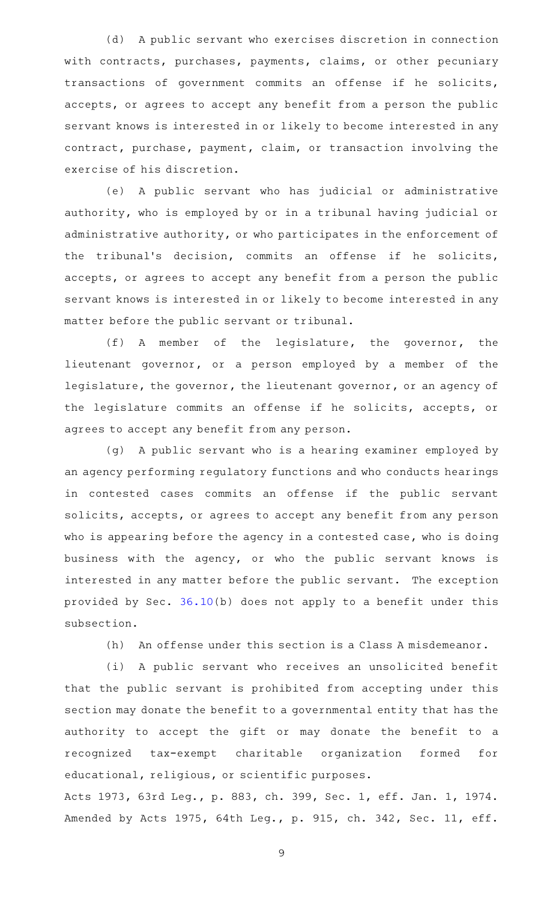(d) A public servant who exercises discretion in connection with contracts, purchases, payments, claims, or other pecuniary transactions of government commits an offense if he solicits, accepts, or agrees to accept any benefit from a person the public servant knows is interested in or likely to become interested in any contract, purchase, payment, claim, or transaction involving the exercise of his discretion.

(e) A public servant who has judicial or administrative authority, who is employed by or in a tribunal having judicial or administrative authority, or who participates in the enforcement of the tribunal's decision, commits an offense if he solicits, accepts, or agrees to accept any benefit from a person the public servant knows is interested in or likely to become interested in any matter before the public servant or tribunal.

(f) A member of the legislature, the governor, the lieutenant governor, or a person employed by a member of the legislature, the governor, the lieutenant governor, or an agency of the legislature commits an offense if he solicits, accepts, or agrees to accept any benefit from any person.

(g) A public servant who is a hearing examiner employed by an agency performing regulatory functions and who conducts hearings in contested cases commits an offense if the public servant solicits, accepts, or agrees to accept any benefit from any person who is appearing before the agency in a contested case, who is doing business with the agency, or who the public servant knows is interested in any matter before the public servant. The exception provided by Sec. 36.10(b) does not apply to a benefit under this subsection.

(h) An offense under this section is a Class A misdemeanor.

(i) A public servant who receives an unsolicited benefit that the public servant is prohibited from accepting under this section may donate the benefit to a governmental entity that has the authority to accept the gift or may donate the benefit to a recognized tax-exempt charitable organization formed for educational, religious, or scientific purposes.

Acts 1973, 63rd Leg., p. 883, ch. 399, Sec. 1, eff. Jan. 1, 1974. Amended by Acts 1975, 64th Leg., p. 915, ch. 342, Sec. 11, eff.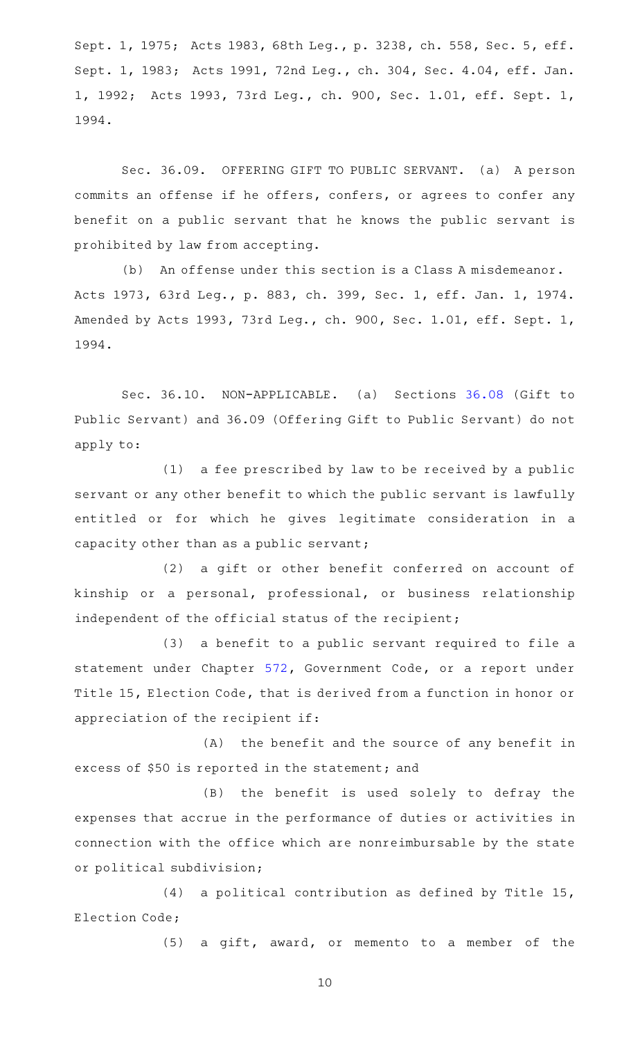Sept. 1, 1975; Acts 1983, 68th Leg., p. 3238, ch. 558, Sec. 5, eff. Sept. 1, 1983; Acts 1991, 72nd Leg., ch. 304, Sec. 4.04, eff. Jan. 1, 1992; Acts 1993, 73rd Leg., ch. 900, Sec. 1.01, eff. Sept. 1, 1994.

Sec. 36.09. OFFERING GIFT TO PUBLIC SERVANT. (a) A person commits an offense if he offers, confers, or agrees to confer any benefit on a public servant that he knows the public servant is prohibited by law from accepting.

(b) An offense under this section is a Class A misdemeanor.

Acts 1973, 63rd Leg., p. 883, ch. 399, Sec. 1, eff. Jan. 1, 1974. Amended by Acts 1993, 73rd Leg., ch. 900, Sec. 1.01, eff. Sept. 1, 1994.

Sec. 36.10. NON-APPLICABLE. (a) Sections 36.08 (Gift to Public Servant) and 36.09 (Offering Gift to Public Servant) do not apply to:

(1) a fee prescribed by law to be received by a public servant or any other benefit to which the public servant is lawfully entitled or for which he gives legitimate consideration in a capacity other than as a public servant;

(2) a gift or other benefit conferred on account of kinship or a personal, professional, or business relationship independent of the official status of the recipient;

(3) a benefit to a public servant required to file a statement under Chapter 572, Government Code, or a report under Title 15, Election Code, that is derived from a function in honor or appreciation of the recipient if:

(A) the benefit and the source of any benefit in excess of $50 is reported in the statement; and

(B) the benefit is used solely to defray the expenses that accrue in the performance of duties or activities in connection with the office which are nonreimbursable by the state or political subdivision;

(4) a political contribution as defined by Title 15, Election Code;

(5) a gift, award, or memento to a member of the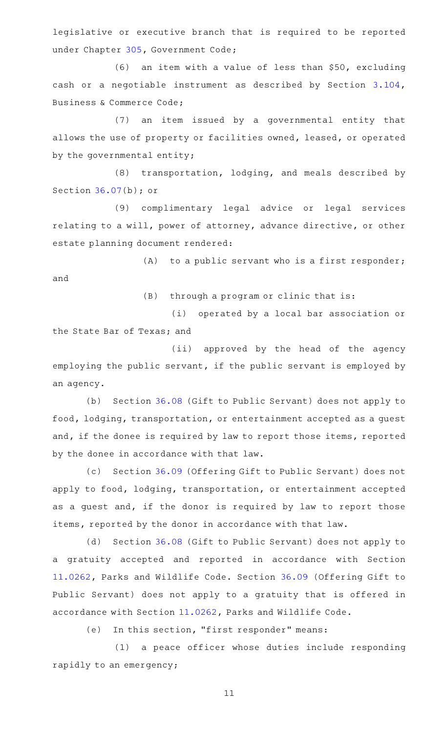legislative or executive branch that is required to be reported under Chapter 305, Government Code;

(6) an item with a value of less than $50, excluding cash or a negotiable instrument as described by Section 3.104, Business & Commerce Code;

(7) an item issued by a governmental entity that allows the use of property or facilities owned, leased, or operated by the governmental entity;

(8) transportation, lodging, and meals described by Section 36.07(b); or

(9) complimentary legal advice or legal services relating to a will, power of attorney, advance directive, or other estate planning document rendered:

(A) to a public servant who is a first responder; and

(B) through a program or clinic that is:

(i) operated by a local bar association or the State Bar of Texas; and

(ii) approved by the head of the agency employing the public servant, if the public servant is employed by an agency.

(b) Section 36.08 (Gift to Public Servant) does not apply to food, lodging, transportation, or entertainment accepted as a guest and, if the donee is required by law to report those items, reported by the donee in accordance with that law.

(c) Section 36.09 (Offering Gift to Public Servant) does not apply to food, lodging, transportation, or entertainment accepted as a guest and, if the donor is required by law to report those items, reported by the donor in accordance with that law.

(d) Section 36.08 (Gift to Public Servant) does not apply to a gratuity accepted and reported in accordance with Section 11.0262, Parks and Wildlife Code. Section 36.09 (Offering Gift to Public Servant) does not apply to a gratuity that is offered in accordance with Section 11.0262, Parks and Wildlife Code.

(e) In this section, "first responder" means:

(1) a peace officer whose duties include responding rapidly to an emergency;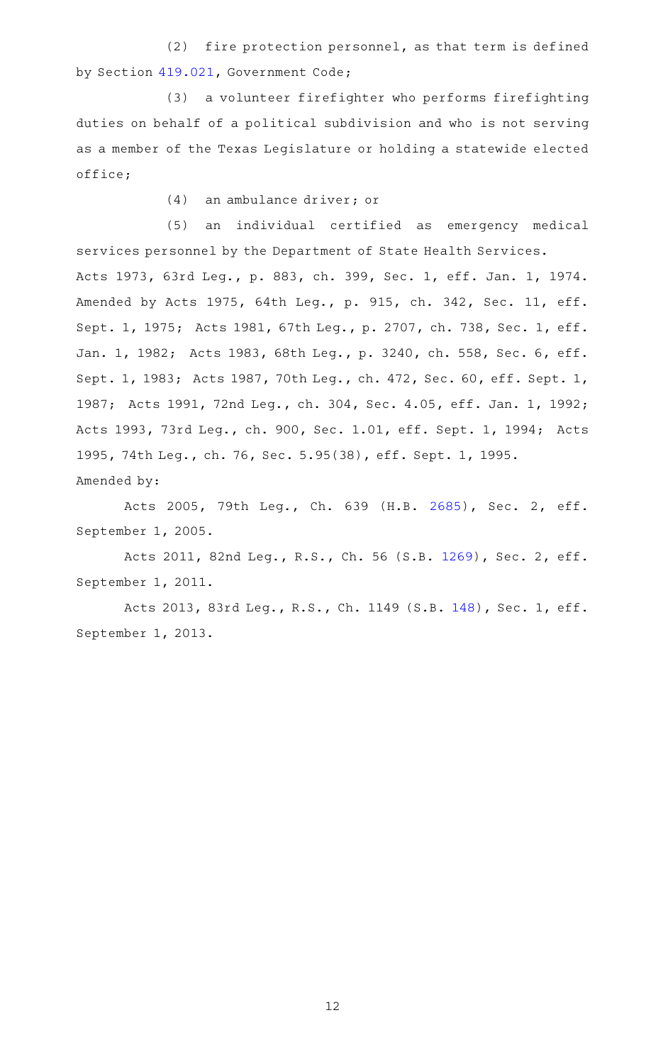(2) fire protection personnel, as that term is defined by Section 419.021, Government Code;

(3) a volunteer firefighter who performs firefighting duties on behalf of a political subdivision and who is not serving as a member of the Texas Legislature or holding a statewide elected office;

(4) an ambulance driver; or

(5) an individual certified as emergency medical services personnel by the Department of State Health Services.

Acts 1973, 63rd Leg., p. 883, ch. 399, Sec. 1, eff. Jan. 1, 1974. Amended by Acts 1975, 64th Leg., p. 915, ch. 342, Sec. 11, eff. Sept. 1, 1975; Acts 1981, 67th Leg., p. 2707, ch. 738, Sec. 1, eff. Jan. 1, 1982; Acts 1983, 68th Leg., p. 3240, ch. 558, Sec. 6, eff. Sept. 1, 1983; Acts 1987, 70th Leg., ch. 472, Sec. 60, eff. Sept. 1, 1987; Acts 1991, 72nd Leg., ch. 304, Sec. 4.05, eff. Jan. 1, 1992; Acts 1993, 73rd Leg., ch. 900, Sec. 1.01, eff. Sept. 1, 1994; Acts 1995, 74th Leg., ch. 76, Sec. 5.95(38), eff. Sept. 1, 1995.

Amended by:

Acts 2005, 79th Leg., Ch. 639 (H.B. 2685), Sec. 2, eff. September 1, 2005.

Acts 2011, 82nd Leg., R.S., Ch. 56 (S.B. 1269), Sec. 2, eff. September 1, 2011.

Acts 2013, 83rd Leg., R.S., Ch. 1149 (S.B. 148), Sec. 1, eff. September 1, 2013.